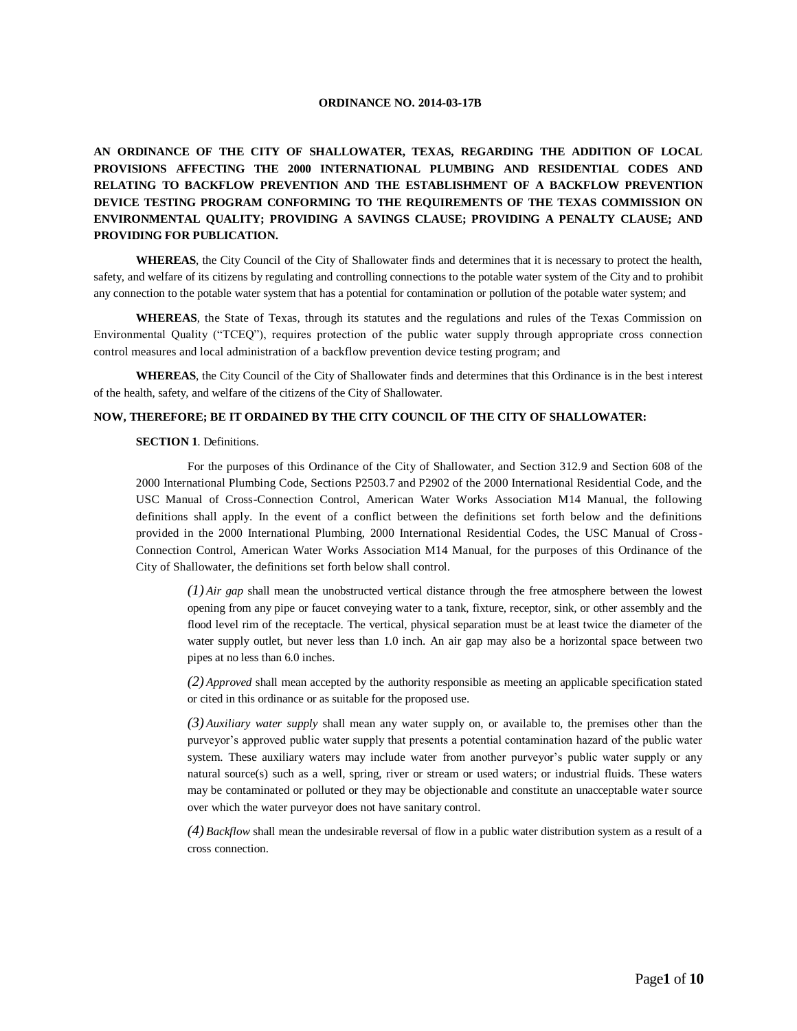**ORDINANCE NO. 2014-03-17B**

**AN ORDINANCE OF THE CITY OF SHALLOWATER, TEXAS, REGARDING THE ADDITION OF LOCAL PROVISIONS AFFECTING THE 2000 INTERNATIONAL PLUMBING AND RESIDENTIAL CODES AND RELATING TO BACKFLOW PREVENTION AND THE ESTABLISHMENT OF A BACKFLOW PREVENTION DEVICE TESTING PROGRAM CONFORMING TO THE REQUIREMENTS OF THE TEXAS COMMISSION ON ENVIRONMENTAL QUALITY; PROVIDING A SAVINGS CLAUSE; PROVIDING A PENALTY CLAUSE; AND PROVIDING FOR PUBLICATION.**

**WHEREAS**, the City Council of the City of Shallowater finds and determines that it is necessary to protect the health, safety, and welfare of its citizens by regulating and controlling connections to the potable water system of the City and to prohibit any connection to the potable water system that has a potential for contamination or pollution of the potable water system; and

**WHEREAS**, the State of Texas, through its statutes and the regulations and rules of the Texas Commission on Environmental Quality ("TCEQ"), requires protection of the public water supply through appropriate cross connection control measures and local administration of a backflow prevention device testing program; and

**WHEREAS**, the City Council of the City of Shallowater finds and determines that this Ordinance is in the best interest of the health, safety, and welfare of the citizens of the City of Shallowater.

**NOW, THEREFORE; BE IT ORDAINED BY THE CITY COUNCIL OF THE CITY OF SHALLOWATER:**

**SECTION 1**. Definitions.

For the purposes of this Ordinance of the City of Shallowater, and Section 312.9 and Section 608 of the 2000 International Plumbing Code, Sections P2503.7 and P2902 of the 2000 International Residential Code, and the USC Manual of Cross-Connection Control, American Water Works Association M14 Manual, the following definitions shall apply. In the event of a conflict between the definitions set forth below and the definitions provided in the 2000 International Plumbing, 2000 International Residential Codes, the USC Manual of Cross-Connection Control, American Water Works Association M14 Manual, for the purposes of this Ordinance of the City of Shallowater, the definitions set forth below shall control.

*(1) Air gap* shall mean the unobstructed vertical distance through the free atmosphere between the lowest opening from any pipe or faucet conveying water to a tank, fixture, receptor, sink, or other assembly and the flood level rim of the receptacle. The vertical, physical separation must be at least twice the diameter of the water supply outlet, but never less than 1.0 inch. An air gap may also be a horizontal space between two pipes at no less than 6.0 inches.

*(2) Approved* shall mean accepted by the authority responsible as meeting an applicable specification stated or cited in this ordinance or as suitable for the proposed use.

*(3) Auxiliary water supply* shall mean any water supply on, or available to, the premises other than the purveyor's approved public water supply that presents a potential contamination hazard of the public water system. These auxiliary waters may include water from another purveyor's public water supply or any natural source(s) such as a well, spring, river or stream or used waters; or industrial fluids. These waters may be contaminated or polluted or they may be objectionable and constitute an unacceptable water source over which the water purveyor does not have sanitary control.

*(4) Backflow* shall mean the undesirable reversal of flow in a public water distribution system as a result of a cross connection.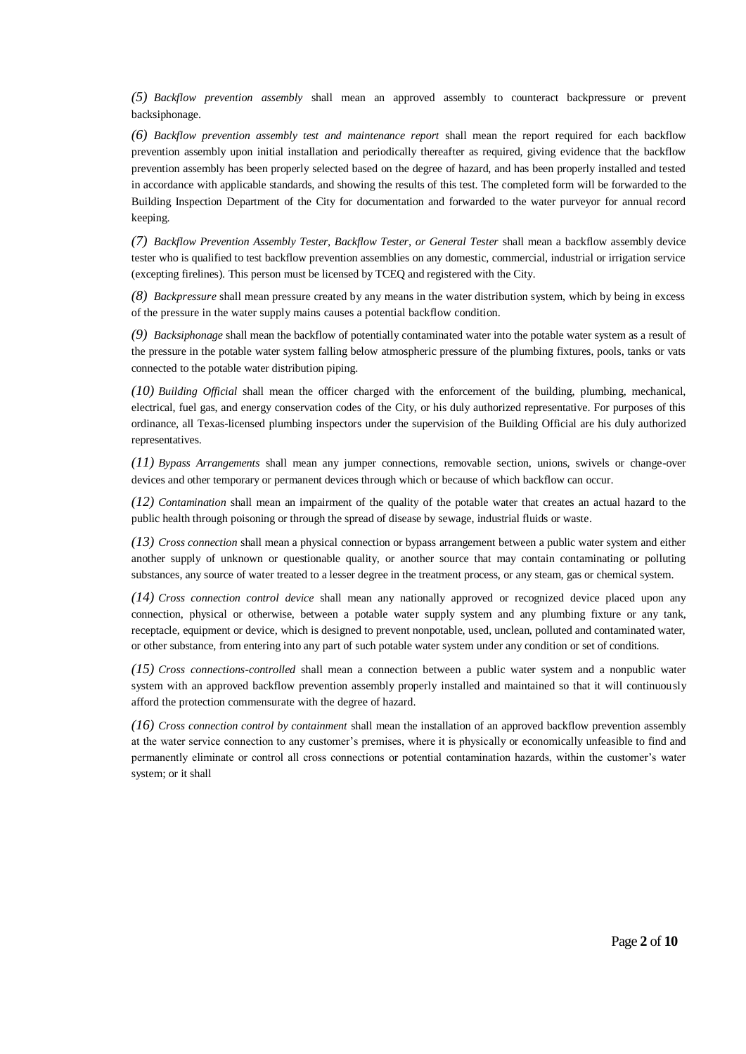*(5) Backflow prevention assembly* shall mean an approved assembly to counteract backpressure or prevent backsiphonage.

*(6) Backflow prevention assembly test and maintenance report* shall mean the report required for each backflow prevention assembly upon initial installation and periodically thereafter as required, giving evidence that the backflow prevention assembly has been properly selected based on the degree of hazard, and has been properly installed and tested in accordance with applicable standards, and showing the results of this test. The completed form will be forwarded to the Building Inspection Department of the City for documentation and forwarded to the water purveyor for annual record keeping.

*(7) Backflow Prevention Assembly Tester, Backflow Tester, or General Tester* shall mean a backflow assembly device tester who is qualified to test backflow prevention assemblies on any domestic, commercial, industrial or irrigation service (excepting firelines). This person must be licensed by TCEQ and registered with the City.

*(8) Backpressure* shall mean pressure created by any means in the water distribution system, which by being in excess of the pressure in the water supply mains causes a potential backflow condition.

*(9) Backsiphonage* shall mean the backflow of potentially contaminated water into the potable water system as a result of the pressure in the potable water system falling below atmospheric pressure of the plumbing fixtures, pools, tanks or vats connected to the potable water distribution piping.

*(10) Building Official* shall mean the officer charged with the enforcement of the building, plumbing, mechanical, electrical, fuel gas, and energy conservation codes of the City, or his duly authorized representative. For purposes of this ordinance, all Texas-licensed plumbing inspectors under the supervision of the Building Official are his duly authorized representatives.

*(11) Bypass Arrangements* shall mean any jumper connections, removable section, unions, swivels or change-over devices and other temporary or permanent devices through which or because of which backflow can occur.

*(12) Contamination* shall mean an impairment of the quality of the potable water that creates an actual hazard to the public health through poisoning or through the spread of disease by sewage, industrial fluids or waste.

*(13) Cross connection* shall mean a physical connection or bypass arrangement between a public water system and either another supply of unknown or questionable quality, or another source that may contain contaminating or polluting substances, any source of water treated to a lesser degree in the treatment process, or any steam, gas or chemical system.

*(14) Cross connection control device* shall mean any nationally approved or recognized device placed upon any connection, physical or otherwise, between a potable water supply system and any plumbing fixture or any tank, receptacle, equipment or device, which is designed to prevent nonpotable, used, unclean, polluted and contaminated water, or other substance, from entering into any part of such potable water system under any condition or set of conditions.

*(15) Cross connections-controlled* shall mean a connection between a public water system and a nonpublic water system with an approved backflow prevention assembly properly installed and maintained so that it will continuously afford the protection commensurate with the degree of hazard.

*(16) Cross connection control by containment* shall mean the installation of an approved backflow prevention assembly at the water service connection to any customer's premises, where it is physically or economically unfeasible to find and permanently eliminate or control all cross connections or potential contamination hazards, within the customer's water system; or it shall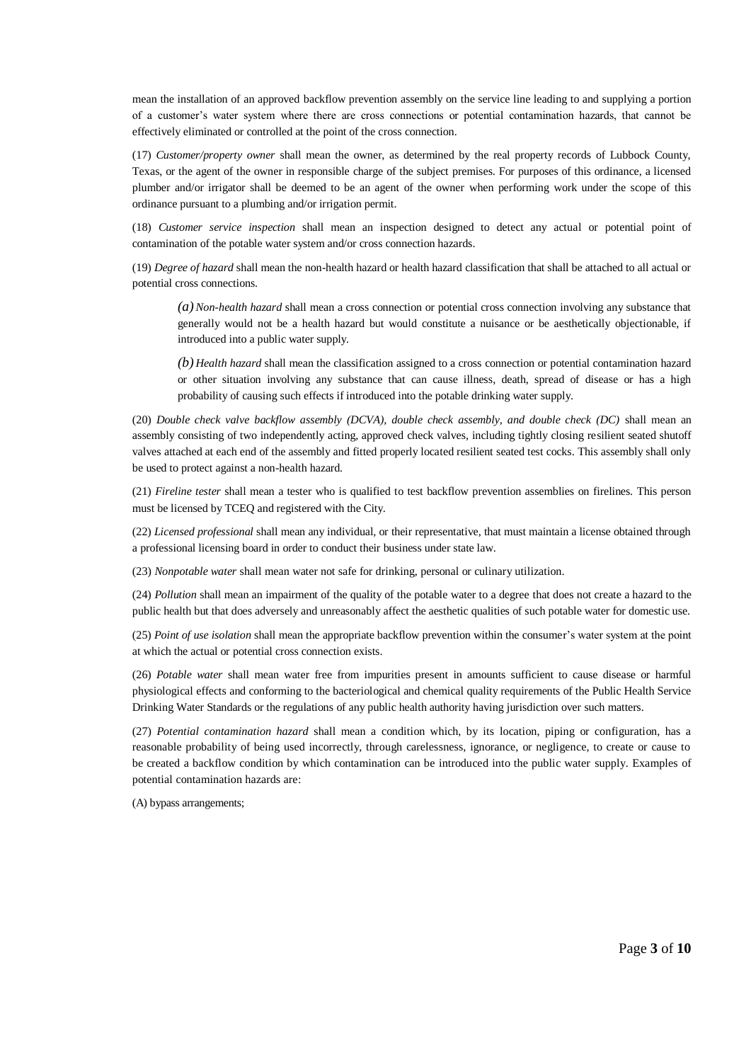mean the installation of an approved backflow prevention assembly on the service line leading to and supplying a portion of a customer's water system where there are cross connections or potential contamination hazards, that cannot be effectively eliminated or controlled at the point of the cross connection.

(17) *Customer/property owner* shall mean the owner, as determined by the real property records of Lubbock County, Texas, or the agent of the owner in responsible charge of the subject premises. For purposes of this ordinance, a licensed plumber and/or irrigator shall be deemed to be an agent of the owner when performing work under the scope of this ordinance pursuant to a plumbing and/or irrigation permit.

(18) *Customer service inspection* shall mean an inspection designed to detect any actual or potential point of contamination of the potable water system and/or cross connection hazards.

(19) *Degree of hazard* shall mean the non-health hazard or health hazard classification that shall be attached to all actual or potential cross connections.

> *(a) Non-health hazard* shall mean a cross connection or potential cross connection involving any substance that generally would not be a health hazard but would constitute a nuisance or be aesthetically objectionable, if introduced into a public water supply.
>
> *(b) Health hazard* shall mean the classification assigned to a cross connection or potential contamination hazard or other situation involving any substance that can cause illness, death, spread of disease or has a high probability of causing such effects if introduced into the potable drinking water supply.

(20) *Double check valve backflow assembly (DCVA), double check assembly, and double check (DC)* shall mean an assembly consisting of two independently acting, approved check valves, including tightly closing resilient seated shutoff valves attached at each end of the assembly and fitted properly located resilient seated test cocks. This assembly shall only be used to protect against a non-health hazard.

(21) *Fireline tester* shall mean a tester who is qualified to test backflow prevention assemblies on firelines. This person must be licensed by TCEQ and registered with the City.

(22) *Licensed professional* shall mean any individual, or their representative, that must maintain a license obtained through a professional licensing board in order to conduct their business under state law.

(23) *Nonpotable water* shall mean water not safe for drinking, personal or culinary utilization.

(24) *Pollution* shall mean an impairment of the quality of the potable water to a degree that does not create a hazard to the public health but that does adversely and unreasonably affect the aesthetic qualities of such potable water for domestic use.

(25) *Point of use isolation* shall mean the appropriate backflow prevention within the consumer's water system at the point at which the actual or potential cross connection exists.

(26) *Potable water* shall mean water free from impurities present in amounts sufficient to cause disease or harmful physiological effects and conforming to the bacteriological and chemical quality requirements of the Public Health Service Drinking Water Standards or the regulations of any public health authority having jurisdiction over such matters.

(27) *Potential contamination hazard* shall mean a condition which, by its location, piping or configuration, has a reasonable probability of being used incorrectly, through carelessness, ignorance, or negligence, to create or cause to be created a backflow condition by which contamination can be introduced into the public water supply. Examples of potential contamination hazards are:

(A) bypass arrangements;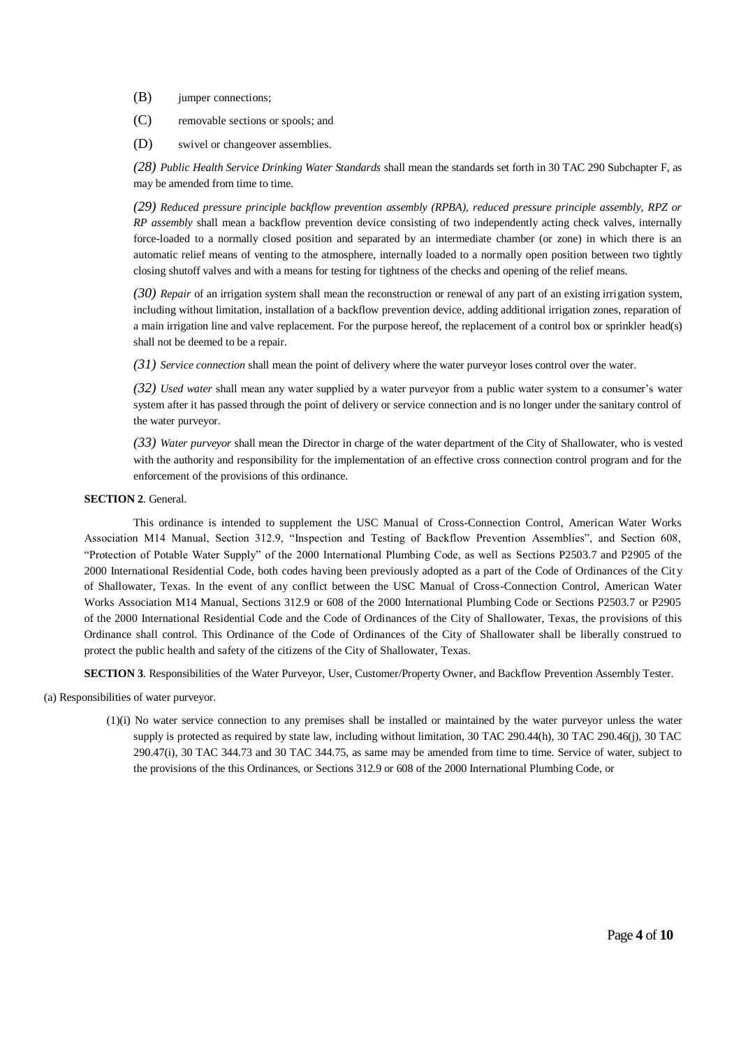(B) jumper connections;

(C) removable sections or spools; and

(D) swivel or changeover assemblies.

*(28) Public Health Service Drinking Water Standards* shall mean the standards set forth in 30 TAC 290 Subchapter F, as may be amended from time to time.

*(29) Reduced pressure principle backflow prevention assembly (RPBA), reduced pressure principle assembly, RPZ or RP assembly* shall mean a backflow prevention device consisting of two independently acting check valves, internally force-loaded to a normally closed position and separated by an intermediate chamber (or zone) in which there is an automatic relief means of venting to the atmosphere, internally loaded to a normally open position between two tightly closing shutoff valves and with a means for testing for tightness of the checks and opening of the relief means.

*(30) Repair* of an irrigation system shall mean the reconstruction or renewal of any part of an existing irrigation system, including without limitation, installation of a backflow prevention device, adding additional irrigation zones, reparation of a main irrigation line and valve replacement. For the purpose hereof, the replacement of a control box or sprinkler head(s) shall not be deemed to be a repair.

*(31) Service connection* shall mean the point of delivery where the water purveyor loses control over the water.

*(32) Used water* shall mean any water supplied by a water purveyor from a public water system to a consumer's water system after it has passed through the point of delivery or service connection and is no longer under the sanitary control of the water purveyor.

*(33) Water purveyor* shall mean the Director in charge of the water department of the City of Shallowater, who is vested with the authority and responsibility for the implementation of an effective cross connection control program and for the enforcement of the provisions of this ordinance.

**SECTION 2**. General.

This ordinance is intended to supplement the USC Manual of Cross-Connection Control, American Water Works Association M14 Manual, Section 312.9, "Inspection and Testing of Backflow Prevention Assemblies", and Section 608, "Protection of Potable Water Supply" of the 2000 International Plumbing Code, as well as Sections P2503.7 and P2905 of the 2000 International Residential Code, both codes having been previously adopted as a part of the Code of Ordinances of the City of Shallowater, Texas. In the event of any conflict between the USC Manual of Cross-Connection Control, American Water Works Association M14 Manual, Sections 312.9 or 608 of the 2000 International Plumbing Code or Sections P2503.7 or P2905 of the 2000 International Residential Code and the Code of Ordinances of the City of Shallowater, Texas, the provisions of this Ordinance shall control. This Ordinance of the Code of Ordinances of the City of Shallowater shall be liberally construed to protect the public health and safety of the citizens of the City of Shallowater, Texas.

**SECTION 3**. Responsibilities of the Water Purveyor, User, Customer/Property Owner, and Backflow Prevention Assembly Tester.

(a) Responsibilities of water purveyor.

(1)(i) No water service connection to any premises shall be installed or maintained by the water purveyor unless the water supply is protected as required by state law, including without limitation, 30 TAC 290.44(h), 30 TAC 290.46(j), 30 TAC 290.47(i), 30 TAC 344.73 and 30 TAC 344.75, as same may be amended from time to time. Service of water, subject to the provisions of the this Ordinances, or Sections 312.9 or 608 of the 2000 International Plumbing Code, or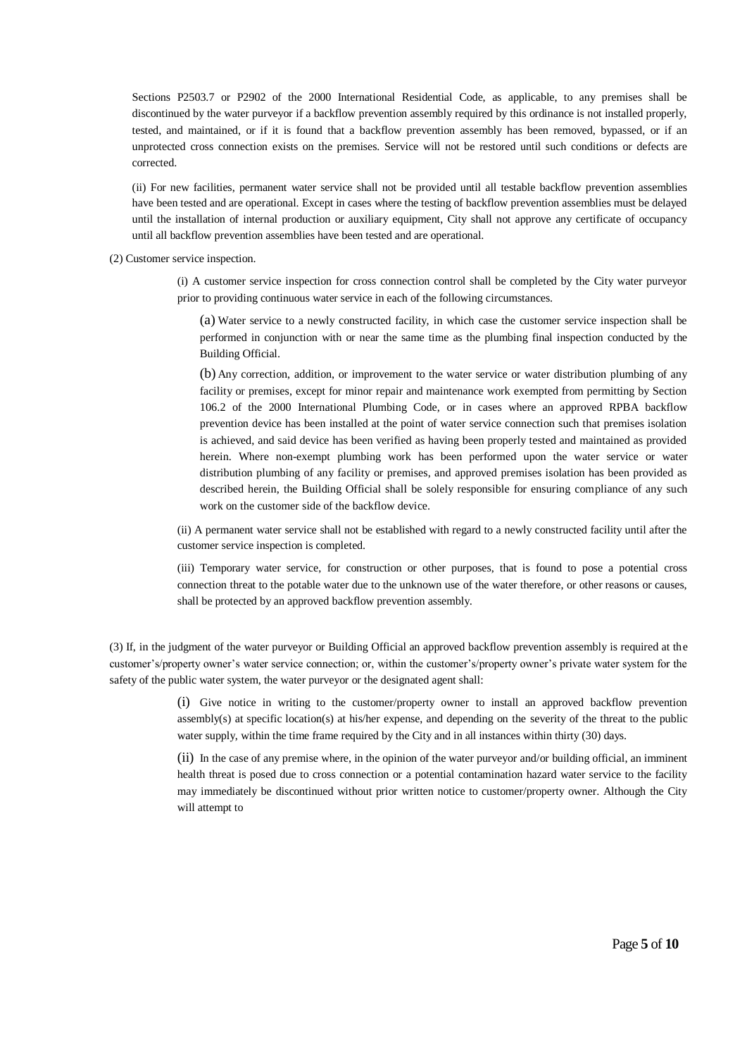Sections P2503.7 or P2902 of the 2000 International Residential Code, as applicable, to any premises shall be discontinued by the water purveyor if a backflow prevention assembly required by this ordinance is not installed properly, tested, and maintained, or if it is found that a backflow prevention assembly has been removed, bypassed, or if an unprotected cross connection exists on the premises. Service will not be restored until such conditions or defects are corrected.

(ii) For new facilities, permanent water service shall not be provided until all testable backflow prevention assemblies have been tested and are operational. Except in cases where the testing of backflow prevention assemblies must be delayed until the installation of internal production or auxiliary equipment, City shall not approve any certificate of occupancy until all backflow prevention assemblies have been tested and are operational.

(2) Customer service inspection.

(i) A customer service inspection for cross connection control shall be completed by the City water purveyor prior to providing continuous water service in each of the following circumstances.

(a) Water service to a newly constructed facility, in which case the customer service inspection shall be performed in conjunction with or near the same time as the plumbing final inspection conducted by the Building Official.

(b) Any correction, addition, or improvement to the water service or water distribution plumbing of any facility or premises, except for minor repair and maintenance work exempted from permitting by Section 106.2 of the 2000 International Plumbing Code, or in cases where an approved RPBA backflow prevention device has been installed at the point of water service connection such that premises isolation is achieved, and said device has been verified as having been properly tested and maintained as provided herein. Where non-exempt plumbing work has been performed upon the water service or water distribution plumbing of any facility or premises, and approved premises isolation has been provided as described herein, the Building Official shall be solely responsible for ensuring compliance of any such work on the customer side of the backflow device.

(ii) A permanent water service shall not be established with regard to a newly constructed facility until after the customer service inspection is completed.

(iii) Temporary water service, for construction or other purposes, that is found to pose a potential cross connection threat to the potable water due to the unknown use of the water therefore, or other reasons or causes, shall be protected by an approved backflow prevention assembly.

(3) If, in the judgment of the water purveyor or Building Official an approved backflow prevention assembly is required at the customer's/property owner's water service connection; or, within the customer's/property owner's private water system for the safety of the public water system, the water purveyor or the designated agent shall:

(i) Give notice in writing to the customer/property owner to install an approved backflow prevention assembly(s) at specific location(s) at his/her expense, and depending on the severity of the threat to the public water supply, within the time frame required by the City and in all instances within thirty (30) days.

(ii) In the case of any premise where, in the opinion of the water purveyor and/or building official, an imminent health threat is posed due to cross connection or a potential contamination hazard water service to the facility may immediately be discontinued without prior written notice to customer/property owner. Although the City will attempt to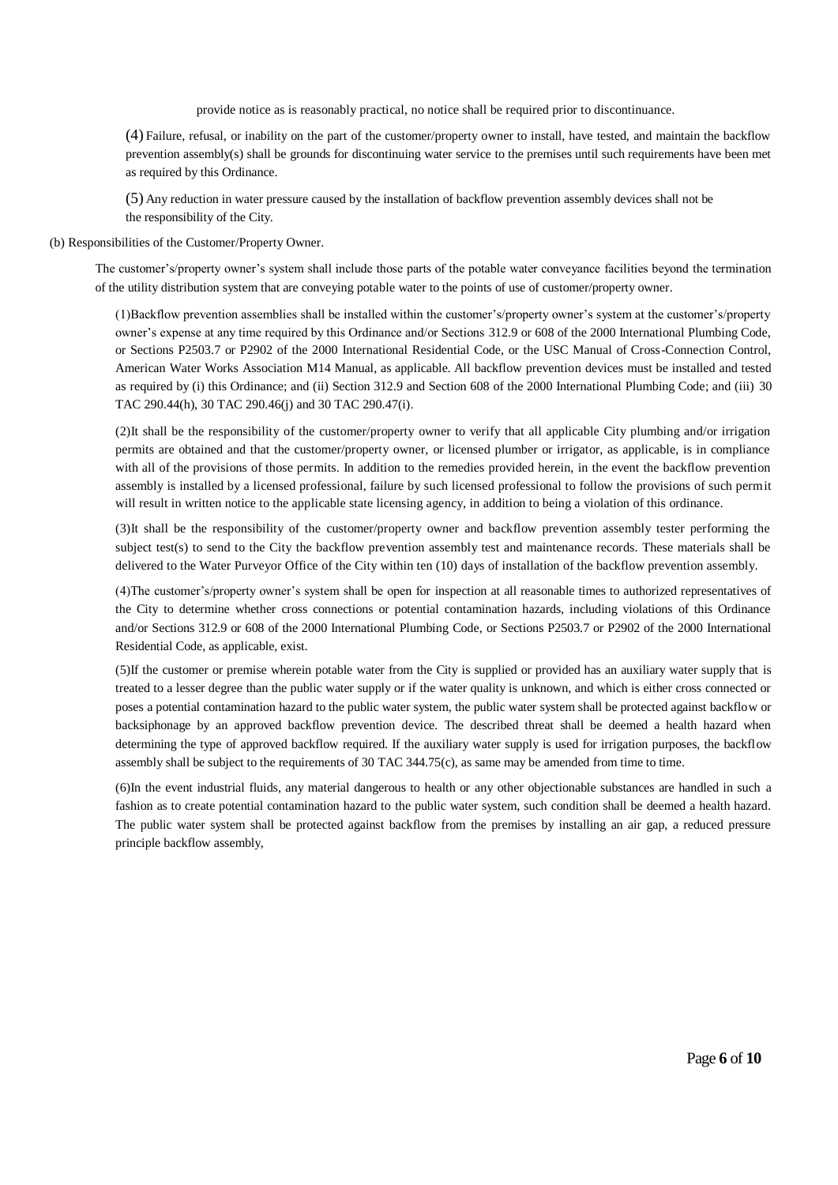provide notice as is reasonably practical, no notice shall be required prior to discontinuance.

(4) Failure, refusal, or inability on the part of the customer/property owner to install, have tested, and maintain the backflow prevention assembly(s) shall be grounds for discontinuing water service to the premises until such requirements have been met as required by this Ordinance.

(5) Any reduction in water pressure caused by the installation of backflow prevention assembly devices shall not be the responsibility of the City.

(b) Responsibilities of the Customer/Property Owner.

The customer's/property owner's system shall include those parts of the potable water conveyance facilities beyond the termination of the utility distribution system that are conveying potable water to the points of use of customer/property owner.

(1)Backflow prevention assemblies shall be installed within the customer's/property owner's system at the customer's/property owner's expense at any time required by this Ordinance and/or Sections 312.9 or 608 of the 2000 International Plumbing Code, or Sections P2503.7 or P2902 of the 2000 International Residential Code, or the USC Manual of Cross-Connection Control, American Water Works Association M14 Manual, as applicable. All backflow prevention devices must be installed and tested as required by (i) this Ordinance; and (ii) Section 312.9 and Section 608 of the 2000 International Plumbing Code; and (iii) 30 TAC 290.44(h), 30 TAC 290.46(j) and 30 TAC 290.47(i).

(2)It shall be the responsibility of the customer/property owner to verify that all applicable City plumbing and/or irrigation permits are obtained and that the customer/property owner, or licensed plumber or irrigator, as applicable, is in compliance with all of the provisions of those permits. In addition to the remedies provided herein, in the event the backflow prevention assembly is installed by a licensed professional, failure by such licensed professional to follow the provisions of such permit will result in written notice to the applicable state licensing agency, in addition to being a violation of this ordinance.

(3)It shall be the responsibility of the customer/property owner and backflow prevention assembly tester performing the subject test(s) to send to the City the backflow prevention assembly test and maintenance records. These materials shall be delivered to the Water Purveyor Office of the City within ten (10) days of installation of the backflow prevention assembly.

(4)The customer's/property owner's system shall be open for inspection at all reasonable times to authorized representatives of the City to determine whether cross connections or potential contamination hazards, including violations of this Ordinance and/or Sections 312.9 or 608 of the 2000 International Plumbing Code, or Sections P2503.7 or P2902 of the 2000 International Residential Code, as applicable, exist.

(5)If the customer or premise wherein potable water from the City is supplied or provided has an auxiliary water supply that is treated to a lesser degree than the public water supply or if the water quality is unknown, and which is either cross connected or poses a potential contamination hazard to the public water system, the public water system shall be protected against backflow or backsiphonage by an approved backflow prevention device. The described threat shall be deemed a health hazard when determining the type of approved backflow required. If the auxiliary water supply is used for irrigation purposes, the backflow assembly shall be subject to the requirements of 30 TAC 344.75(c), as same may be amended from time to time.

(6)In the event industrial fluids, any material dangerous to health or any other objectionable substances are handled in such a fashion as to create potential contamination hazard to the public water system, such condition shall be deemed a health hazard. The public water system shall be protected against backflow from the premises by installing an air gap, a reduced pressure principle backflow assembly,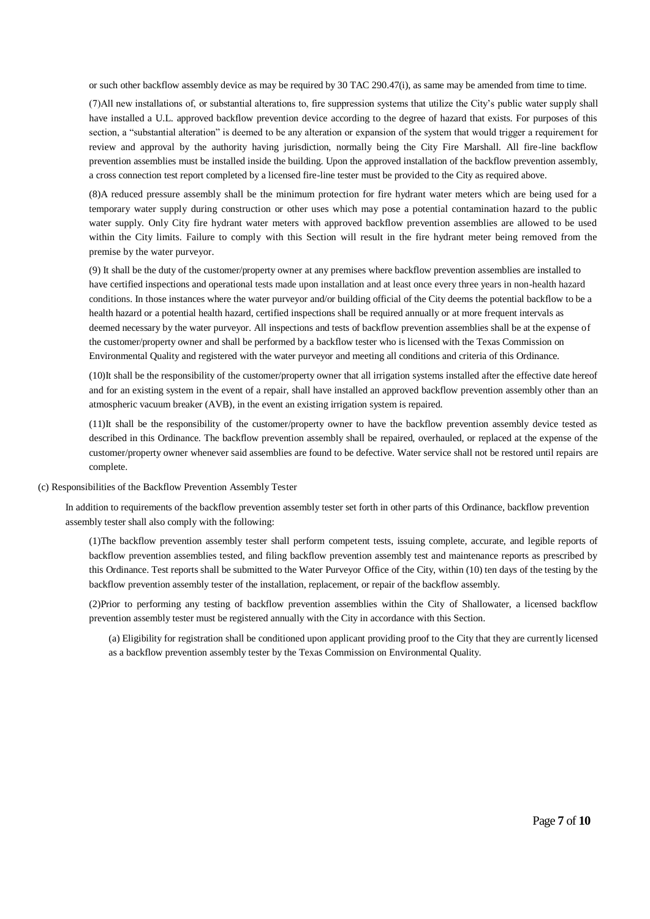or such other backflow assembly device as may be required by 30 TAC 290.47(i), as same may be amended from time to time.

(7)All new installations of, or substantial alterations to, fire suppression systems that utilize the City's public water supply shall have installed a U.L. approved backflow prevention device according to the degree of hazard that exists. For purposes of this section, a "substantial alteration" is deemed to be any alteration or expansion of the system that would trigger a requirement for review and approval by the authority having jurisdiction, normally being the City Fire Marshall. All fire-line backflow prevention assemblies must be installed inside the building. Upon the approved installation of the backflow prevention assembly, a cross connection test report completed by a licensed fire-line tester must be provided to the City as required above.

(8)A reduced pressure assembly shall be the minimum protection for fire hydrant water meters which are being used for a temporary water supply during construction or other uses which may pose a potential contamination hazard to the public water supply. Only City fire hydrant water meters with approved backflow prevention assemblies are allowed to be used within the City limits. Failure to comply with this Section will result in the fire hydrant meter being removed from the premise by the water purveyor.

(9) It shall be the duty of the customer/property owner at any premises where backflow prevention assemblies are installed to have certified inspections and operational tests made upon installation and at least once every three years in non-health hazard conditions. In those instances where the water purveyor and/or building official of the City deems the potential backflow to be a health hazard or a potential health hazard, certified inspections shall be required annually or at more frequent intervals as deemed necessary by the water purveyor. All inspections and tests of backflow prevention assemblies shall be at the expense of the customer/property owner and shall be performed by a backflow tester who is licensed with the Texas Commission on Environmental Quality and registered with the water purveyor and meeting all conditions and criteria of this Ordinance.

(10)It shall be the responsibility of the customer/property owner that all irrigation systems installed after the effective date hereof and for an existing system in the event of a repair, shall have installed an approved backflow prevention assembly other than an atmospheric vacuum breaker (AVB), in the event an existing irrigation system is repaired.

(11)It shall be the responsibility of the customer/property owner to have the backflow prevention assembly device tested as described in this Ordinance. The backflow prevention assembly shall be repaired, overhauled, or replaced at the expense of the customer/property owner whenever said assemblies are found to be defective. Water service shall not be restored until repairs are complete.

(c) Responsibilities of the Backflow Prevention Assembly Tester

In addition to requirements of the backflow prevention assembly tester set forth in other parts of this Ordinance, backflow prevention assembly tester shall also comply with the following:

(1)The backflow prevention assembly tester shall perform competent tests, issuing complete, accurate, and legible reports of backflow prevention assemblies tested, and filing backflow prevention assembly test and maintenance reports as prescribed by this Ordinance. Test reports shall be submitted to the Water Purveyor Office of the City, within (10) ten days of the testing by the backflow prevention assembly tester of the installation, replacement, or repair of the backflow assembly.

(2)Prior to performing any testing of backflow prevention assemblies within the City of Shallowater, a licensed backflow prevention assembly tester must be registered annually with the City in accordance with this Section.

(a) Eligibility for registration shall be conditioned upon applicant providing proof to the City that they are currently licensed as a backflow prevention assembly tester by the Texas Commission on Environmental Quality.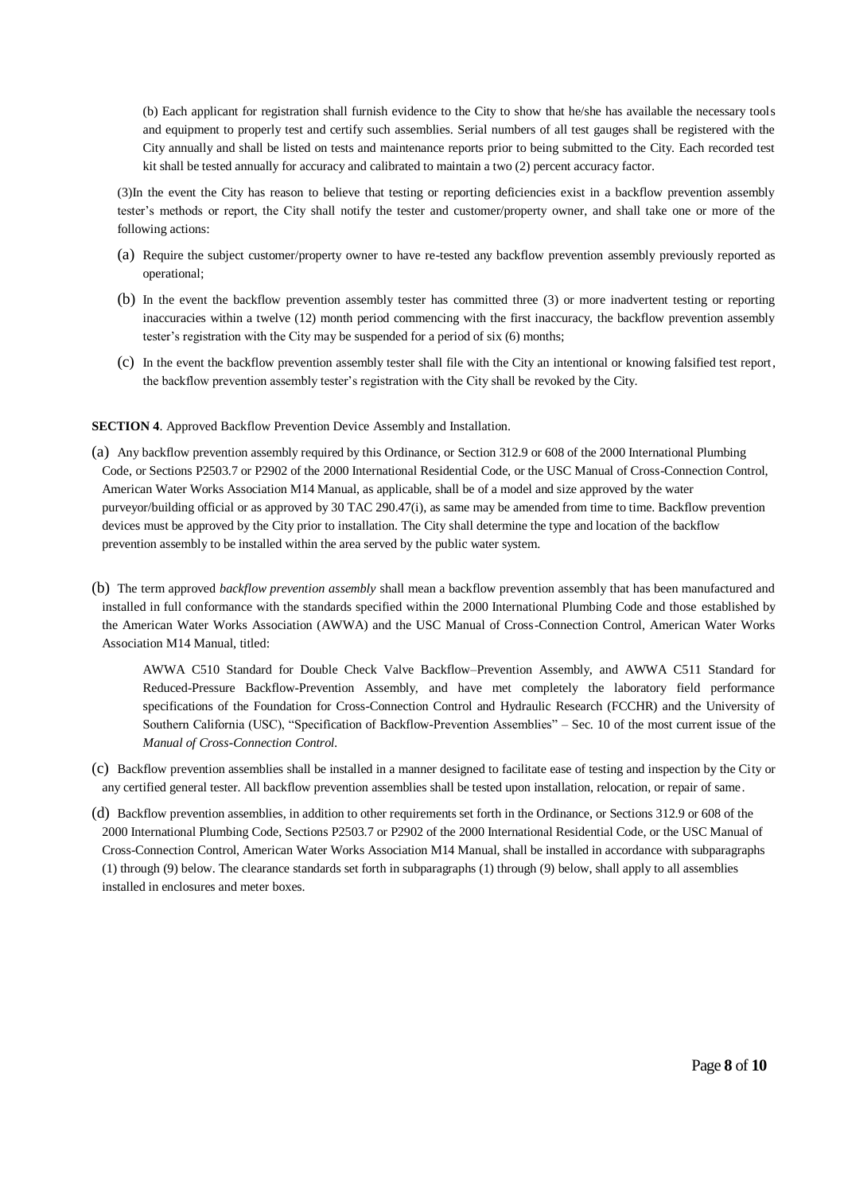(b) Each applicant for registration shall furnish evidence to the City to show that he/she has available the necessary tools and equipment to properly test and certify such assemblies. Serial numbers of all test gauges shall be registered with the City annually and shall be listed on tests and maintenance reports prior to being submitted to the City. Each recorded test kit shall be tested annually for accuracy and calibrated to maintain a two (2) percent accuracy factor.

(3)In the event the City has reason to believe that testing or reporting deficiencies exist in a backflow prevention assembly tester's methods or report, the City shall notify the tester and customer/property owner, and shall take one or more of the following actions:

(a) Require the subject customer/property owner to have re-tested any backflow prevention assembly previously reported as operational;

(b) In the event the backflow prevention assembly tester has committed three (3) or more inadvertent testing or reporting inaccuracies within a twelve (12) month period commencing with the first inaccuracy, the backflow prevention assembly tester's registration with the City may be suspended for a period of six (6) months;

(c) In the event the backflow prevention assembly tester shall file with the City an intentional or knowing falsified test report, the backflow prevention assembly tester's registration with the City shall be revoked by the City.

**SECTION 4**. Approved Backflow Prevention Device Assembly and Installation.

(a) Any backflow prevention assembly required by this Ordinance, or Section 312.9 or 608 of the 2000 International Plumbing Code, or Sections P2503.7 or P2902 of the 2000 International Residential Code, or the USC Manual of Cross-Connection Control, American Water Works Association M14 Manual, as applicable, shall be of a model and size approved by the water purveyor/building official or as approved by 30 TAC 290.47(i), as same may be amended from time to time. Backflow prevention devices must be approved by the City prior to installation. The City shall determine the type and location of the backflow prevention assembly to be installed within the area served by the public water system.

(b) The term approved *backflow prevention assembly* shall mean a backflow prevention assembly that has been manufactured and installed in full conformance with the standards specified within the 2000 International Plumbing Code and those established by the American Water Works Association (AWWA) and the USC Manual of Cross-Connection Control, American Water Works Association M14 Manual, titled:

> AWWA C510 Standard for Double Check Valve Backflow–Prevention Assembly, and AWWA C511 Standard for Reduced-Pressure Backflow-Prevention Assembly, and have met completely the laboratory field performance specifications of the Foundation for Cross-Connection Control and Hydraulic Research (FCCHR) and the University of Southern California (USC), "Specification of Backflow-Prevention Assemblies" – Sec. 10 of the most current issue of the *Manual of Cross-Connection Control*.

(c) Backflow prevention assemblies shall be installed in a manner designed to facilitate ease of testing and inspection by the City or any certified general tester. All backflow prevention assemblies shall be tested upon installation, relocation, or repair of same.

(d) Backflow prevention assemblies, in addition to other requirements set forth in the Ordinance, or Sections 312.9 or 608 of the 2000 International Plumbing Code, Sections P2503.7 or P2902 of the 2000 International Residential Code, or the USC Manual of Cross-Connection Control, American Water Works Association M14 Manual, shall be installed in accordance with subparagraphs (1) through (9) below. The clearance standards set forth in subparagraphs (1) through (9) below, shall apply to all assemblies installed in enclosures and meter boxes.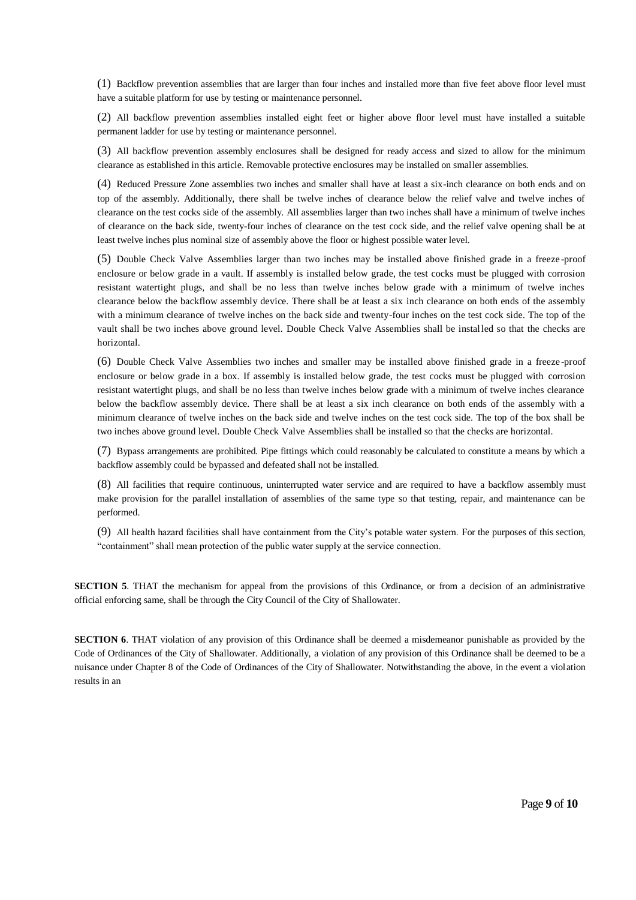(1) Backflow prevention assemblies that are larger than four inches and installed more than five feet above floor level must have a suitable platform for use by testing or maintenance personnel.

(2) All backflow prevention assemblies installed eight feet or higher above floor level must have installed a suitable permanent ladder for use by testing or maintenance personnel.

(3) All backflow prevention assembly enclosures shall be designed for ready access and sized to allow for the minimum clearance as established in this article. Removable protective enclosures may be installed on smaller assemblies.

(4) Reduced Pressure Zone assemblies two inches and smaller shall have at least a six-inch clearance on both ends and on top of the assembly. Additionally, there shall be twelve inches of clearance below the relief valve and twelve inches of clearance on the test cocks side of the assembly. All assemblies larger than two inches shall have a minimum of twelve inches of clearance on the back side, twenty-four inches of clearance on the test cock side, and the relief valve opening shall be at least twelve inches plus nominal size of assembly above the floor or highest possible water level.

(5) Double Check Valve Assemblies larger than two inches may be installed above finished grade in a freeze-proof enclosure or below grade in a vault. If assembly is installed below grade, the test cocks must be plugged with corrosion resistant watertight plugs, and shall be no less than twelve inches below grade with a minimum of twelve inches clearance below the backflow assembly device. There shall be at least a six inch clearance on both ends of the assembly with a minimum clearance of twelve inches on the back side and twenty-four inches on the test cock side. The top of the vault shall be two inches above ground level. Double Check Valve Assemblies shall be installed so that the checks are horizontal.

(6) Double Check Valve Assemblies two inches and smaller may be installed above finished grade in a freeze-proof enclosure or below grade in a box. If assembly is installed below grade, the test cocks must be plugged with corrosion resistant watertight plugs, and shall be no less than twelve inches below grade with a minimum of twelve inches clearance below the backflow assembly device. There shall be at least a six inch clearance on both ends of the assembly with a minimum clearance of twelve inches on the back side and twelve inches on the test cock side. The top of the box shall be two inches above ground level. Double Check Valve Assemblies shall be installed so that the checks are horizontal.

(7) Bypass arrangements are prohibited. Pipe fittings which could reasonably be calculated to constitute a means by which a backflow assembly could be bypassed and defeated shall not be installed.

(8) All facilities that require continuous, uninterrupted water service and are required to have a backflow assembly must make provision for the parallel installation of assemblies of the same type so that testing, repair, and maintenance can be performed.

(9) All health hazard facilities shall have containment from the City's potable water system. For the purposes of this section, "containment" shall mean protection of the public water supply at the service connection.

**SECTION 5**. THAT the mechanism for appeal from the provisions of this Ordinance, or from a decision of an administrative official enforcing same, shall be through the City Council of the City of Shallowater.

**SECTION 6**. THAT violation of any provision of this Ordinance shall be deemed a misdemeanor punishable as provided by the Code of Ordinances of the City of Shallowater. Additionally, a violation of any provision of this Ordinance shall be deemed to be a nuisance under Chapter 8 of the Code of Ordinances of the City of Shallowater. Notwithstanding the above, in the event a violation results in an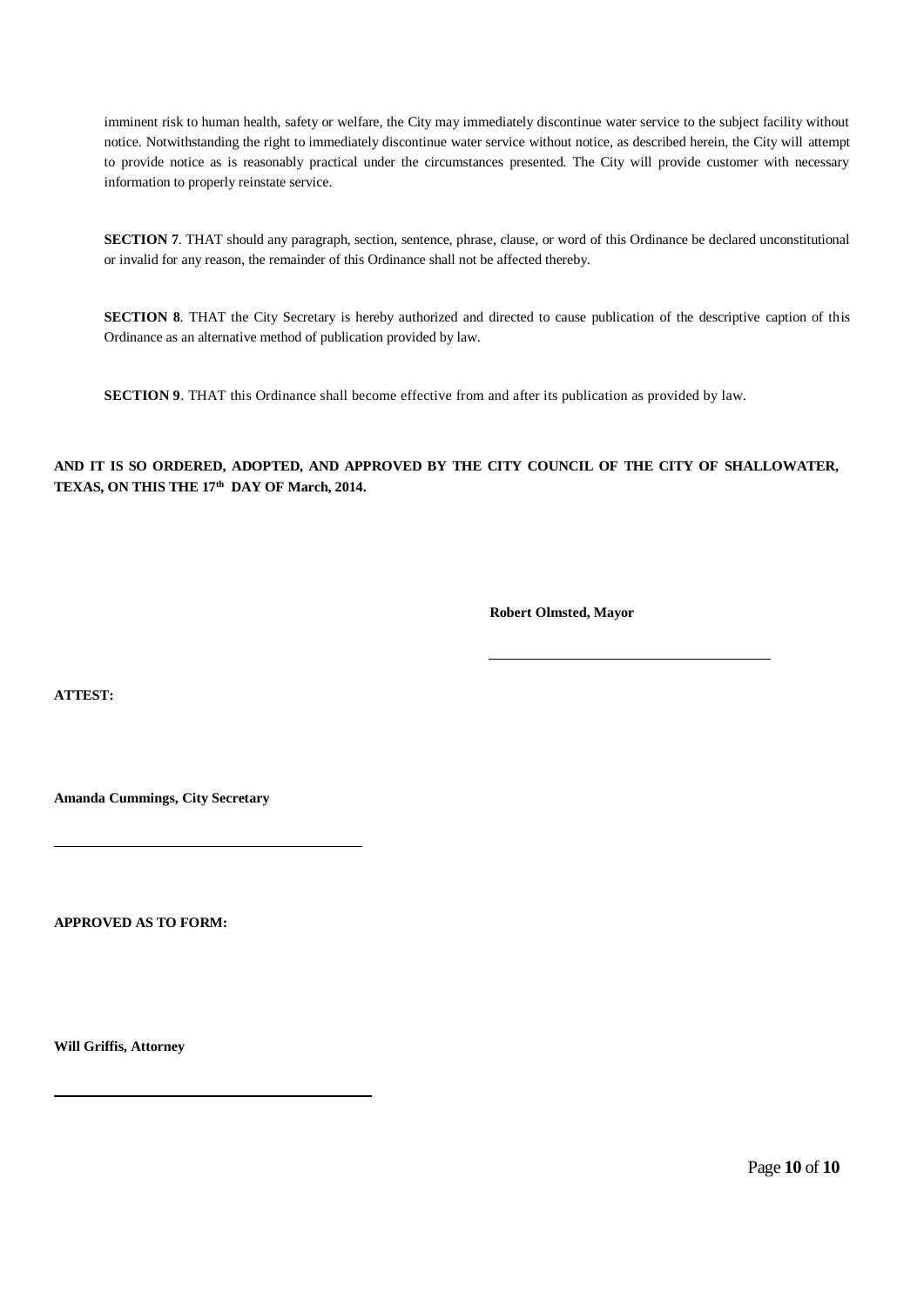imminent risk to human health, safety or welfare, the City may immediately discontinue water service to the subject facility without notice. Notwithstanding the right to immediately discontinue water service without notice, as described herein, the City will attempt to provide notice as is reasonably practical under the circumstances presented. The City will provide customer with necessary information to properly reinstate service.

**SECTION 7**. THAT should any paragraph, section, sentence, phrase, clause, or word of this Ordinance be declared unconstitutional or invalid for any reason, the remainder of this Ordinance shall not be affected thereby.

**SECTION 8**. THAT the City Secretary is hereby authorized and directed to cause publication of the descriptive caption of this Ordinance as an alternative method of publication provided by law.

**SECTION 9**. THAT this Ordinance shall become effective from and after its publication as provided by law.

**AND IT IS SO ORDERED, ADOPTED, AND APPROVED BY THE CITY COUNCIL OF THE CITY OF SHALLOWATER, TEXAS, ON THIS THE 17th DAY OF March, 2014.**

**Robert Olmsted, Mayor**

\_\_\_\_\_\_\_\_\_\_\_\_\_\_\_\_\_\_\_\_\_\_\_\_\_\_\_\_\_\_\_\_\_\_\_\_

**ATTEST:**

**Amanda Cummings, City Secretary**

\_\_\_\_\_\_\_\_\_\_\_\_\_\_\_\_\_\_\_\_\_\_\_\_\_\_\_\_\_\_\_\_\_\_\_\_

**APPROVED AS TO FORM:**

**Will Griffis, Attorney**

\_\_\_\_\_\_\_\_\_\_\_\_\_\_\_\_\_\_\_\_\_\_\_\_\_\_\_\_\_\_\_\_\_\_\_\_